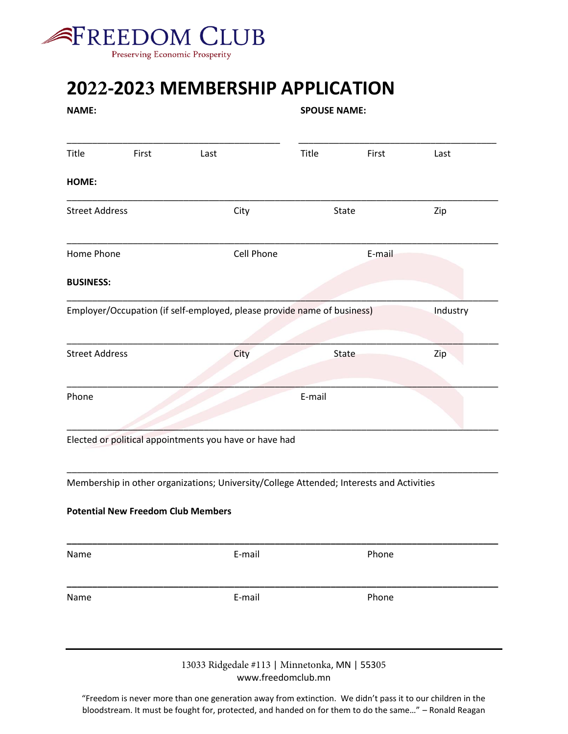FREEDOM CLUB

Preserving Economic Prosperity

# 2022-2023 MEMBERSHIP APPLICATION

**NAME:** **SPOUSE NAME:**

_______________________________________ _______________________________________

Title First Last Title First Last

**HOME:**

______________________________________________________________________________

Street Address City State Zip

______________________________________________________________________________

Home Phone Cell Phone E-mail

**BUSINESS:**

______________________________________________________________________________

Employer/Occupation (if self-employed, please provide name of business) Industry

______________________________________________________________________________

Street Address City State Zip

______________________________________________________________________________

Phone E-mail

______________________________________________________________________________

Elected or political appointments you have or have had

______________________________________________________________________________

Membership in other organizations; University/College Attended; Interests and Activities

**Potential New Freedom Club Members**

______________________________________________________________________________

Name E-mail Phone

______________________________________________________________________________

Name E-mail Phone

---

13033 Ridgedale #113 | Minnetonka, MN | 55305
www.freedomclub.mn

"Freedom is never more than one generation away from extinction. We didn't pass it to our children in the bloodstream. It must be fought for, protected, and handed on for them to do the same…" – Ronald Reagan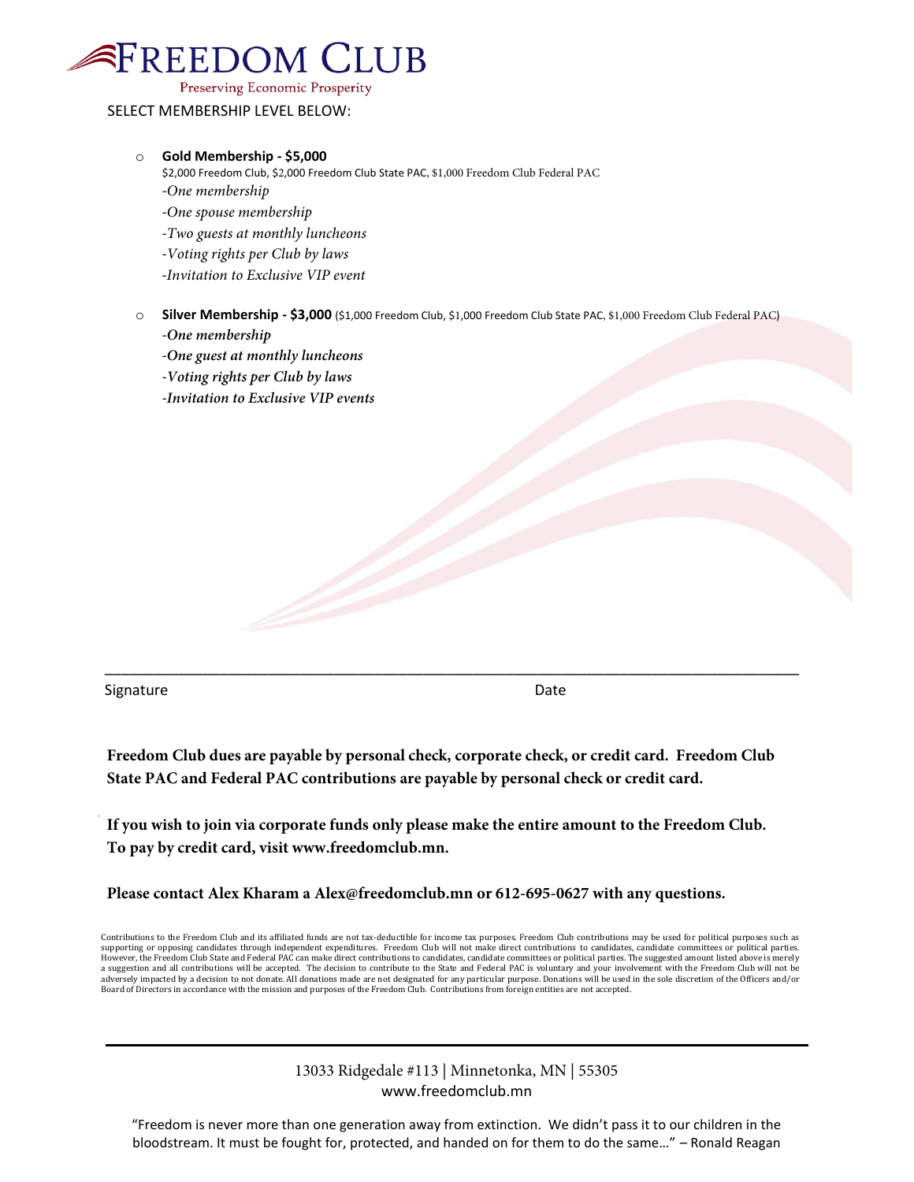# FREEDOM CLUB

Preserving Economic Prosperity

SELECT MEMBERSHIP LEVEL BELOW:

- **Gold Membership - $5,000**
  $2,000 Freedom Club, $2,000 Freedom Club State PAC, $1,000 Freedom Club Federal PAC
  *-One membership*
  *-One spouse membership*
  *-Two guests at monthly luncheons*
  *-Voting rights per Club by laws*
  *-Invitation to Exclusive VIP event*

- **Silver Membership - $3,000** ($1,000 Freedom Club, $1,000 Freedom Club State PAC, $1,000 Freedom Club Federal PAC)
  *-One membership*
  *-One guest at monthly luncheons*
  *-Voting rights per Club by laws*
  *-Invitation to Exclusive VIP events*

_______________________________________________

Signature Date

**Freedom Club dues are payable by personal check, corporate check, or credit card. Freedom Club State PAC and Federal PAC contributions are payable by personal check or credit card.**

**If you wish to join via corporate funds only please make the entire amount to the Freedom Club. To pay by credit card, visit www.freedomclub.mn.**

**Please contact Alex Kharam a Alex@freedomclub.mn or 612-695-0627 with any questions.**

Contributions to the Freedom Club and its affiliated funds are not tax-deductible for income tax purposes. Freedom Club contributions may be used for political purposes such as supporting or opposing candidates through independent expenditures. Freedom Club will not make direct contributions to candidates, candidate committees or political parties. However, the Freedom Club State and Federal PAC can make direct contributions to candidates, candidate committees or political parties. The suggested amount listed above is merely a suggestion and all contributions will be accepted. The decision to contribute to the State and Federal PAC is voluntary and your involvement with the Freedom Club will not be adversely impacted by a decision to not donate. All donations made are not designated for any particular purpose. Donations will be used in the sole discretion of the Officers and/or Board of Directors in accordance with the mission and purposes of the Freedom Club. Contributions from foreign entities are not accepted.

13033 Ridgedale #113 | Minnetonka, MN | 55305
www.freedomclub.mn

"Freedom is never more than one generation away from extinction. We didn't pass it to our children in the bloodstream. It must be fought for, protected, and handed on for them to do the same…" – Ronald Reagan